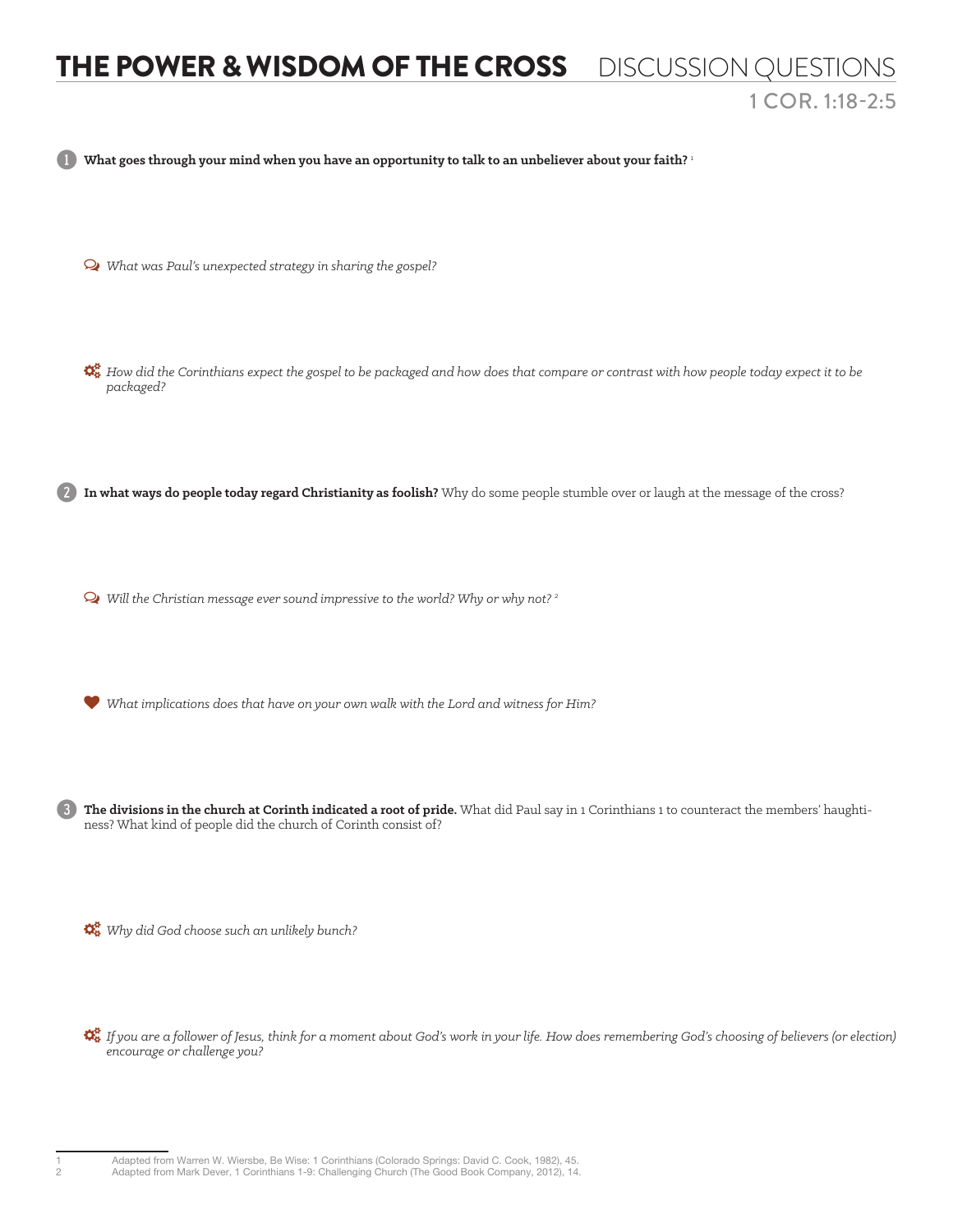# THE POWER & WISDOM OF THE CROSS DISCUSSION QUESTIONS

## 1 COR. 1:18-2:5

1. **What goes through your mind when you have an opportunity to talk to an unbeliever about your faith?** [1]

   *What was Paul's unexpected strategy in sharing the gospel?*

   *How did the Corinthians expect the gospel to be packaged and how does that compare or contrast with how people today expect it to be packaged?*

2. **In what ways do people today regard Christianity as foolish?** Why do some people stumble over or laugh at the message of the cross?

   *Will the Christian message ever sound impressive to the world? Why or why not?* [2]

   *What implications does that have on your own walk with the Lord and witness for Him?*

3. **The divisions in the church at Corinth indicated a root of pride.** What did Paul say in 1 Corinthians 1 to counteract the members' haughtiness? What kind of people did the church of Corinth consist of?

   *Why did God choose such an unlikely bunch?*

   *If you are a follower of Jesus, think for a moment about God's work in your life. How does remembering God's choosing of believers (or election) encourage or challenge you?*

---

1 Adapted from Warren W. Wiersbe, Be Wise: 1 Corinthians (Colorado Springs: David C. Cook, 1982), 45.

2 Adapted from Mark Dever, 1 Corinthians 1-9: Challenging Church (The Good Book Company, 2012), 14.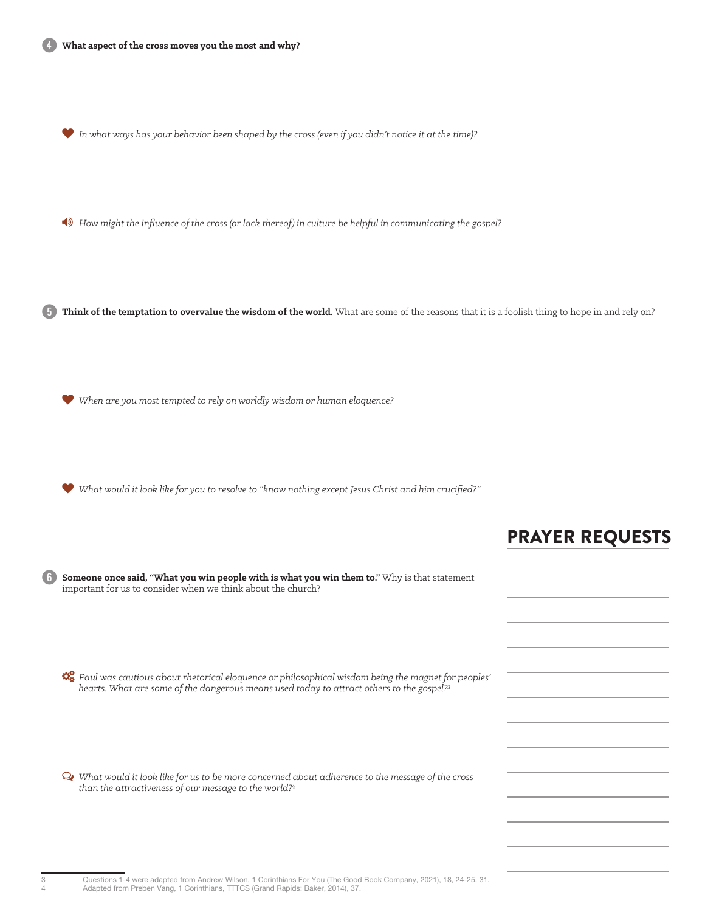4. **What aspect of the cross moves you the most and why?**

   *In what ways has your behavior been shaped by the cross (even if you didn't notice it at the time)?*

   *How might the influence of the cross (or lack thereof) in culture be helpful in communicating the gospel?*

5. **Think of the temptation to overvalue the wisdom of the world.** What are some of the reasons that it is a foolish thing to hope in and rely on?

   *When are you most tempted to rely on worldly wisdom or human eloquence?*

   *What would it look like for you to resolve to "know nothing except Jesus Christ and him crucified?"*

6. **Someone once said, "What you win people with is what you win them to."** Why is that statement important for us to consider when we think about the church?

   *Paul was cautious about rhetorical eloquence or philosophical wisdom being the magnet for peoples' hearts. What are some of the dangerous means used today to attract others to the gospel?*[3]

   *What would it look like for us to be more concerned about adherence to the message of the cross than the attractiveness of our message to the world?*[4]

## PRAYER REQUESTS

[3] Questions 1-4 were adapted from Andrew Wilson, 1 Corinthians For You (The Good Book Company, 2021), 18, 24-25, 31.

[4] Adapted from Preben Vang, 1 Corinthians, TTTCS (Grand Rapids: Baker, 2014), 37.